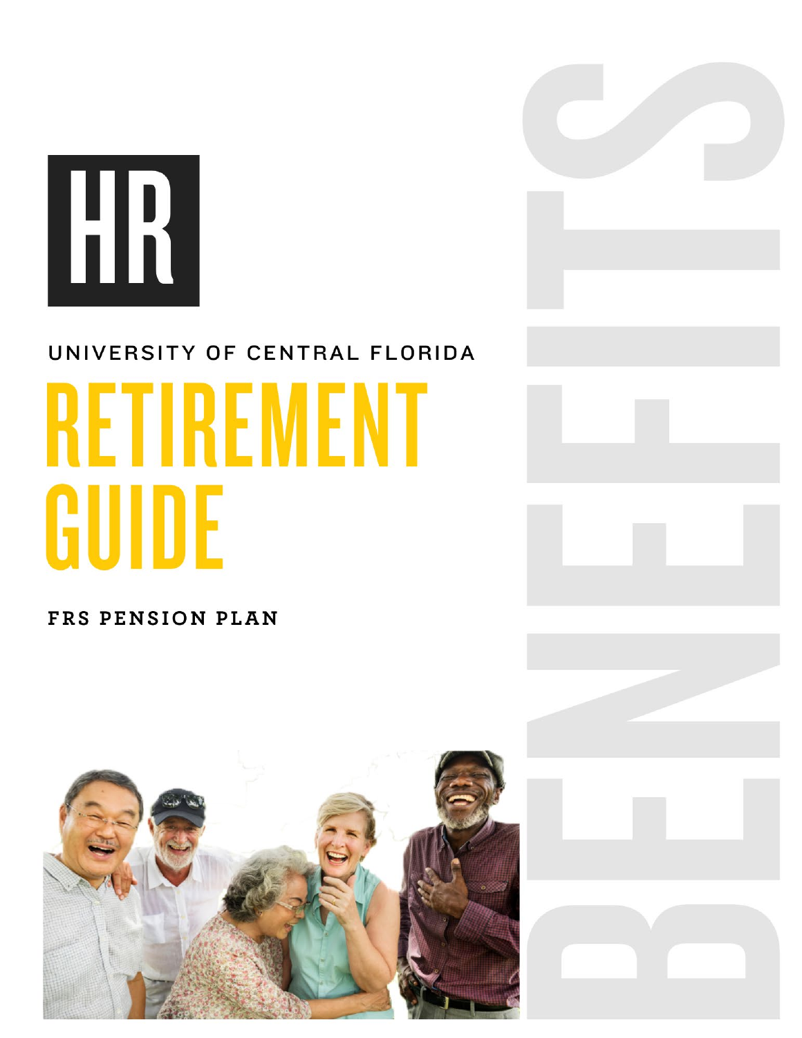HR

UNIVERSITY OF CENTRAL FLORIDA

# RETIREMENT GUIDE

**FRS PENSION PLAN**

BENEFITS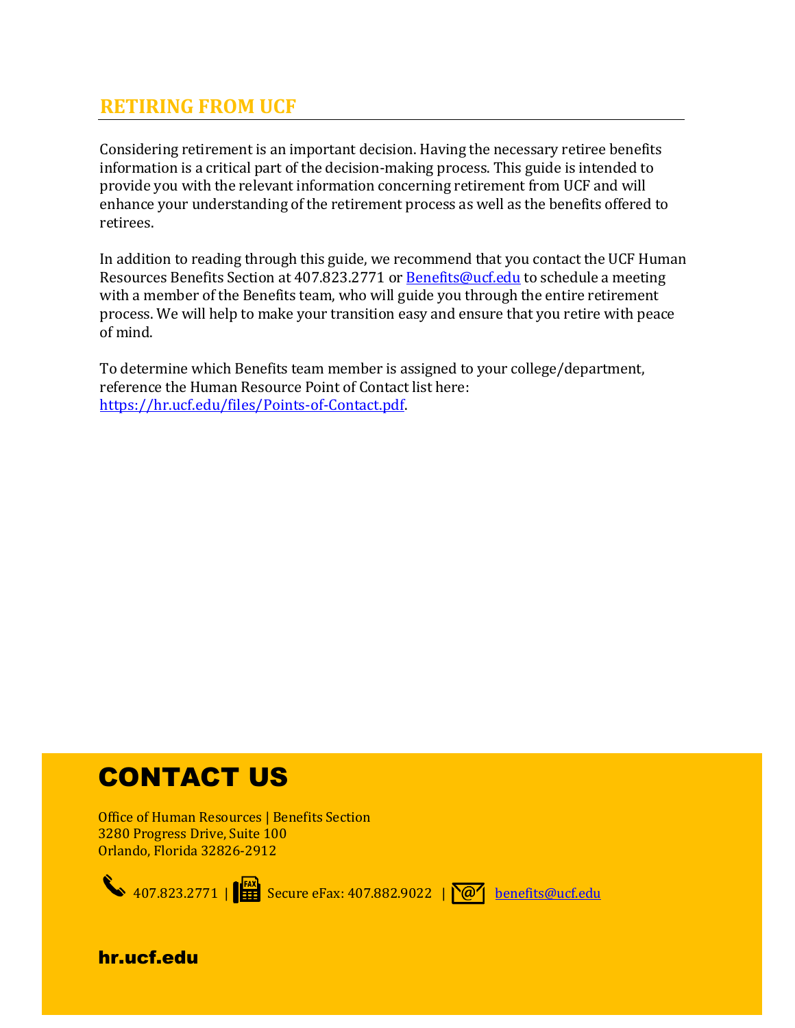## RETIRING FROM UCF

Considering retirement is an important decision. Having the necessary retiree benefits information is a critical part of the decision-making process. This guide is intended to provide you with the relevant information concerning retirement from UCF and will enhance your understanding of the retirement process as well as the benefits offered to retirees.

In addition to reading through this guide, we recommend that you contact the UCF Human Resources Benefits Section at 407.823.2771 or [Benefits@ucf.edu](mailto:Benefits@ucf.edu) to schedule a meeting with a member of the Benefits team, who will guide you through the entire retirement process. We will help to make your transition easy and ensure that you retire with peace of mind.

To determine which Benefits team member is assigned to your college/department, reference the Human Resource Point of Contact list here: [https://hr.ucf.edu/files/Points-of-Contact.pdf](https://hr.ucf.edu/files/Points-of-Contact.pdf).

# CONTACT US

Office of Human Resources | Benefits Section
3280 Progress Drive, Suite 100
Orlando, Florida 32826-2912

407.823.2771 | Secure eFax: 407.882.9022 | [benefits@ucf.edu](mailto:benefits@ucf.edu)

**hr.ucf.edu**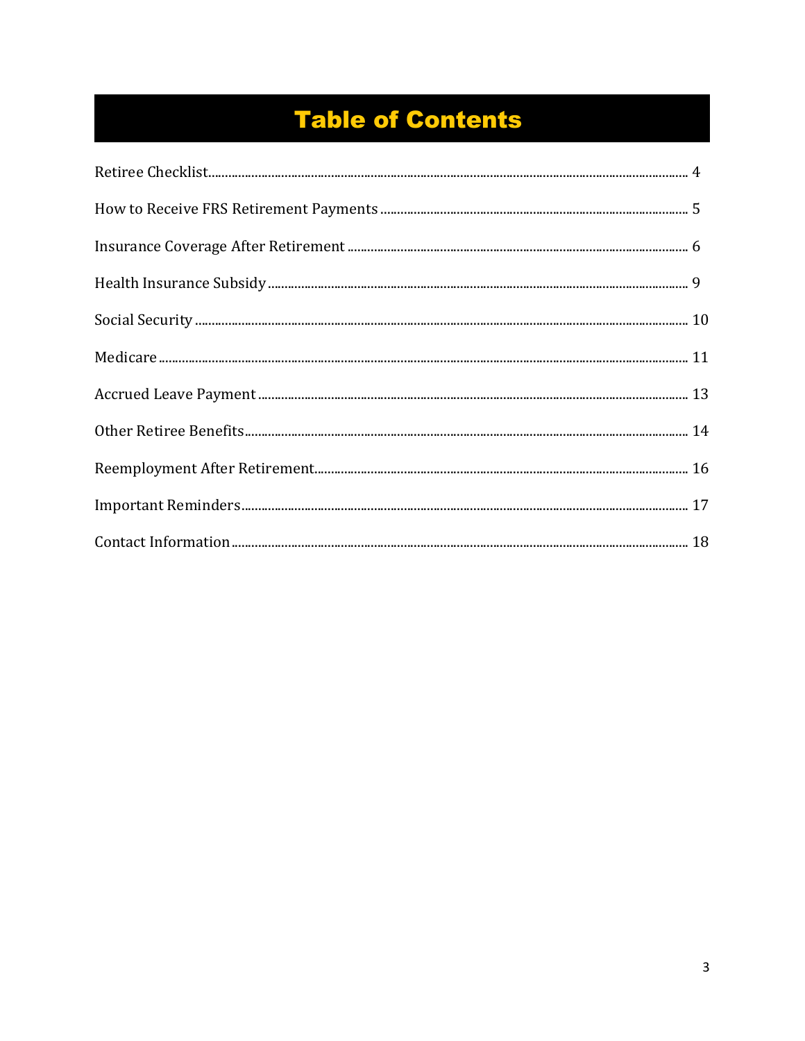# Table of Contents

Retiree Checklist ........ 4

How to Receive FRS Retirement Payments ........ 5

Insurance Coverage After Retirement ........ 6

Health Insurance Subsidy ........ 9

Social Security ........ 10

Medicare ........ 11

Accrued Leave Payment ........ 13

Other Retiree Benefits ........ 14

Reemployment After Retirement ........ 16

Important Reminders ........ 17

Contact Information ........ 18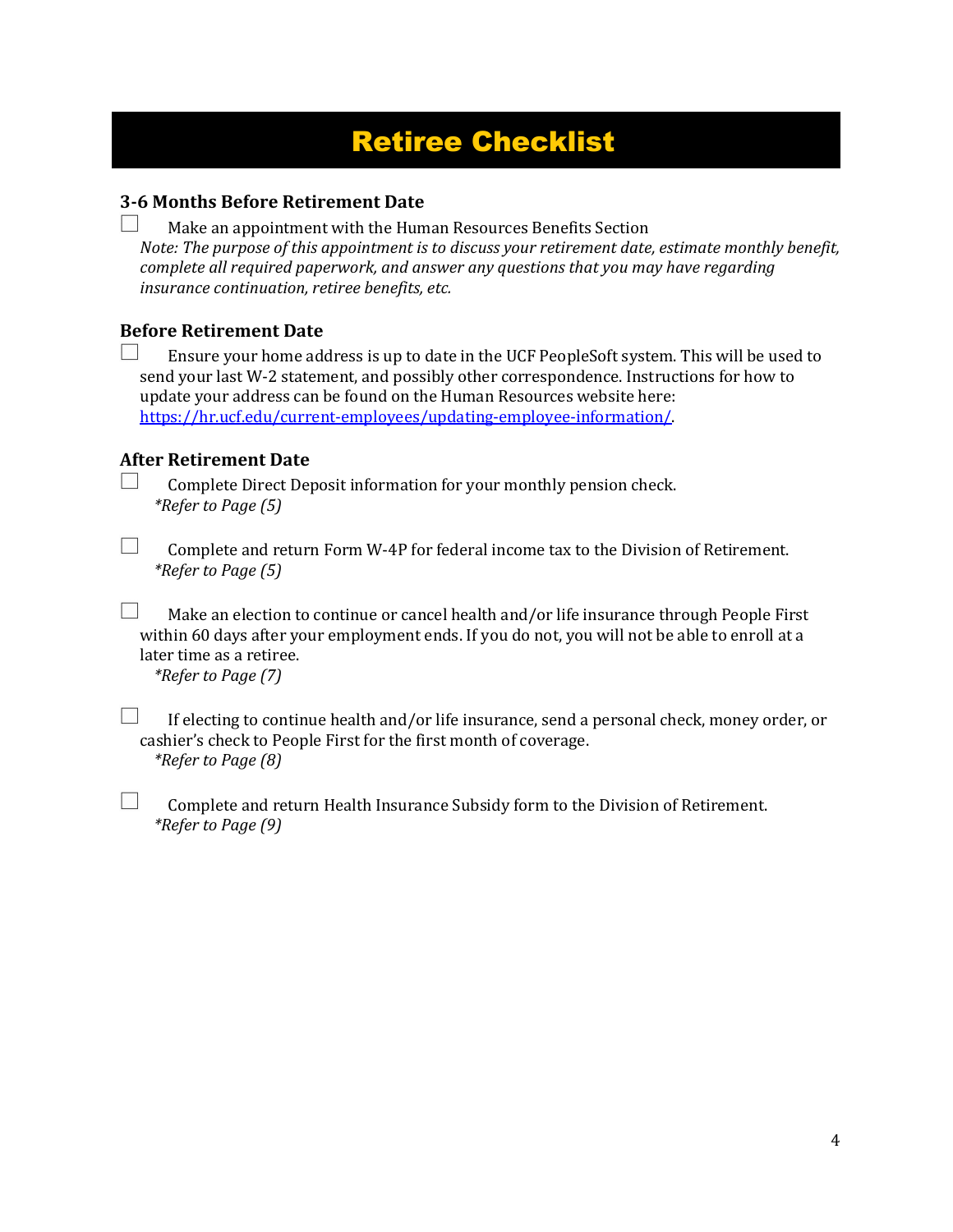# Retiree Checklist

### 3-6 Months Before Retirement Date

- [ ] Make an appointment with the Human Resources Benefits Section
  *Note: The purpose of this appointment is to discuss your retirement date, estimate monthly benefit, complete all required paperwork, and answer any questions that you may have regarding insurance continuation, retiree benefits, etc.*

### Before Retirement Date

- [ ] Ensure your home address is up to date in the UCF PeopleSoft system. This will be used to send your last W-2 statement, and possibly other correspondence. Instructions for how to update your address can be found on the Human Resources website here: [https://hr.ucf.edu/current-employees/updating-employee-information/](https://hr.ucf.edu/current-employees/updating-employee-information/).

### After Retirement Date

- [ ] Complete Direct Deposit information for your monthly pension check.
  *\*Refer to Page (5)*

- [ ] Complete and return Form W-4P for federal income tax to the Division of Retirement.
  *\*Refer to Page (5)*

- [ ] Make an election to continue or cancel health and/or life insurance through People First within 60 days after your employment ends. If you do not, you will not be able to enroll at a later time as a retiree.
  *\*Refer to Page (7)*

- [ ] If electing to continue health and/or life insurance, send a personal check, money order, or cashier's check to People First for the first month of coverage.
  *\*Refer to Page (8)*

- [ ] Complete and return Health Insurance Subsidy form to the Division of Retirement.
  *\*Refer to Page (9)*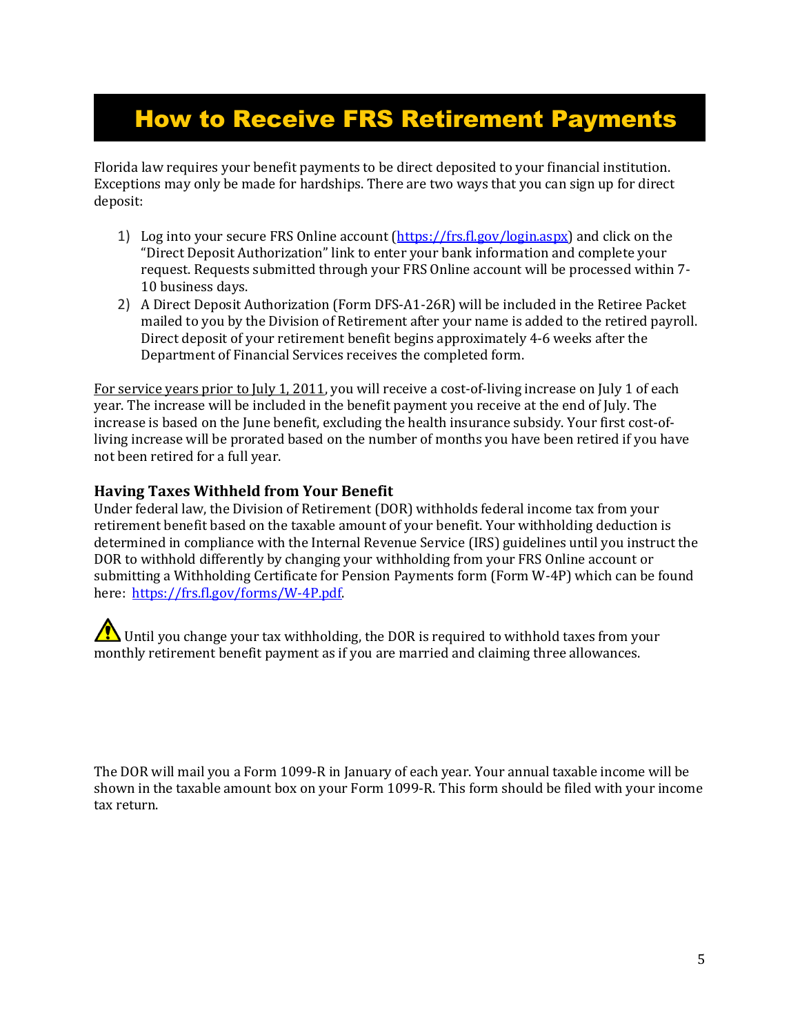# How to Receive FRS Retirement Payments

Florida law requires your benefit payments to be direct deposited to your financial institution. Exceptions may only be made for hardships. There are two ways that you can sign up for direct deposit:

1) Log into your secure FRS Online account (https://frs.fl.gov/login.aspx) and click on the "Direct Deposit Authorization" link to enter your bank information and complete your request. Requests submitted through your FRS Online account will be processed within 7-10 business days.
2) A Direct Deposit Authorization (Form DFS-A1-26R) will be included in the Retiree Packet mailed to you by the Division of Retirement after your name is added to the retired payroll. Direct deposit of your retirement benefit begins approximately 4-6 weeks after the Department of Financial Services receives the completed form.

For service years prior to July 1, 2011, you will receive a cost-of-living increase on July 1 of each year. The increase will be included in the benefit payment you receive at the end of July. The increase is based on the June benefit, excluding the health insurance subsidy. Your first cost-of-living increase will be prorated based on the number of months you have been retired if you have not been retired for a full year.

### Having Taxes Withheld from Your Benefit

Under federal law, the Division of Retirement (DOR) withholds federal income tax from your retirement benefit based on the taxable amount of your benefit. Your withholding deduction is determined in compliance with the Internal Revenue Service (IRS) guidelines until you instruct the DOR to withhold differently by changing your withholding from your FRS Online account or submitting a Withholding Certificate for Pension Payments form (Form W-4P) which can be found here: https://frs.fl.gov/forms/W-4P.pdf.

⚠ Until you change your tax withholding, the DOR is required to withhold taxes from your monthly retirement benefit payment as if you are married and claiming three allowances.

The DOR will mail you a Form 1099-R in January of each year. Your annual taxable income will be shown in the taxable amount box on your Form 1099-R. This form should be filed with your income tax return.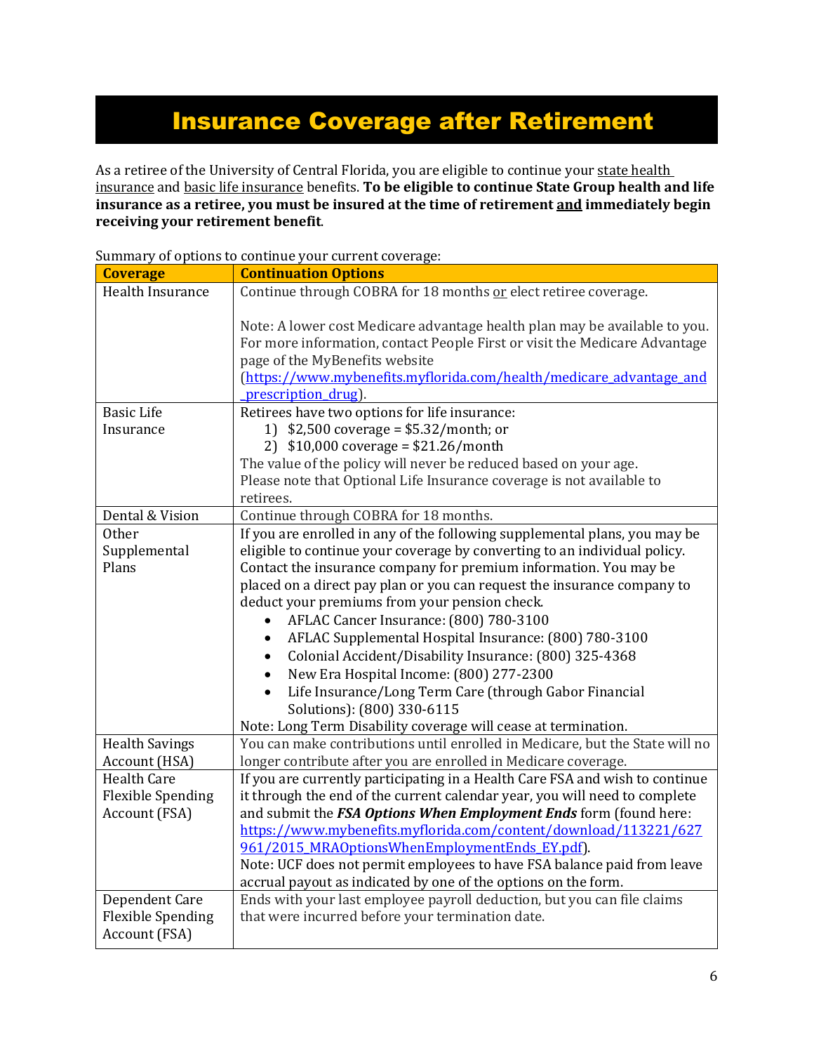# Insurance Coverage after Retirement

As a retiree of the University of Central Florida, you are eligible to continue your state health insurance and basic life insurance benefits. **To be eligible to continue State Group health and life insurance as a retiree, you must be insured at the time of retirement and immediately begin receiving your retirement benefit**.

Summary of options to continue your current coverage:

| Coverage | Continuation Options |
|---|---|
| Health Insurance | Continue through COBRA for 18 months or elect retiree coverage.<br><br>Note: A lower cost Medicare advantage health plan may be available to you. For more information, contact People First or visit the Medicare Advantage page of the MyBenefits website (https://www.mybenefits.myflorida.com/health/medicare_advantage_and_prescription_drug). |
| Basic Life Insurance | Retirees have two options for life insurance:<br>1) $2,500 coverage = $5.32/month; or<br>2) $10,000 coverage = $21.26/month<br>The value of the policy will never be reduced based on your age.<br>Please note that Optional Life Insurance coverage is not available to retirees. |
| Dental & Vision | Continue through COBRA for 18 months. |
| Other Supplemental Plans | If you are enrolled in any of the following supplemental plans, you may be eligible to continue your coverage by converting to an individual policy. Contact the insurance company for premium information. You may be placed on a direct pay plan or you can request the insurance company to deduct your premiums from your pension check.<br>• AFLAC Cancer Insurance: (800) 780-3100<br>• AFLAC Supplemental Hospital Insurance: (800) 780-3100<br>• Colonial Accident/Disability Insurance: (800) 325-4368<br>• New Era Hospital Income: (800) 277-2300<br>• Life Insurance/Long Term Care (through Gabor Financial Solutions): (800) 330-6115<br>Note: Long Term Disability coverage will cease at termination. |
| Health Savings Account (HSA) | You can make contributions until enrolled in Medicare, but the State will no longer contribute after you are enrolled in Medicare coverage. |
| Health Care Flexible Spending Account (FSA) | If you are currently participating in a Health Care FSA and wish to continue it through the end of the current calendar year, you will need to complete and submit the ***FSA Options When Employment Ends*** form (found here: https://www.mybenefits.myflorida.com/content/download/113221/627961/2015_MRAOptionsWhenEmploymentEnds_EY.pdf).<br>Note: UCF does not permit employees to have FSA balance paid from leave accrual payout as indicated by one of the options on the form. |
| Dependent Care Flexible Spending Account (FSA) | Ends with your last employee payroll deduction, but you can file claims that were incurred before your termination date. |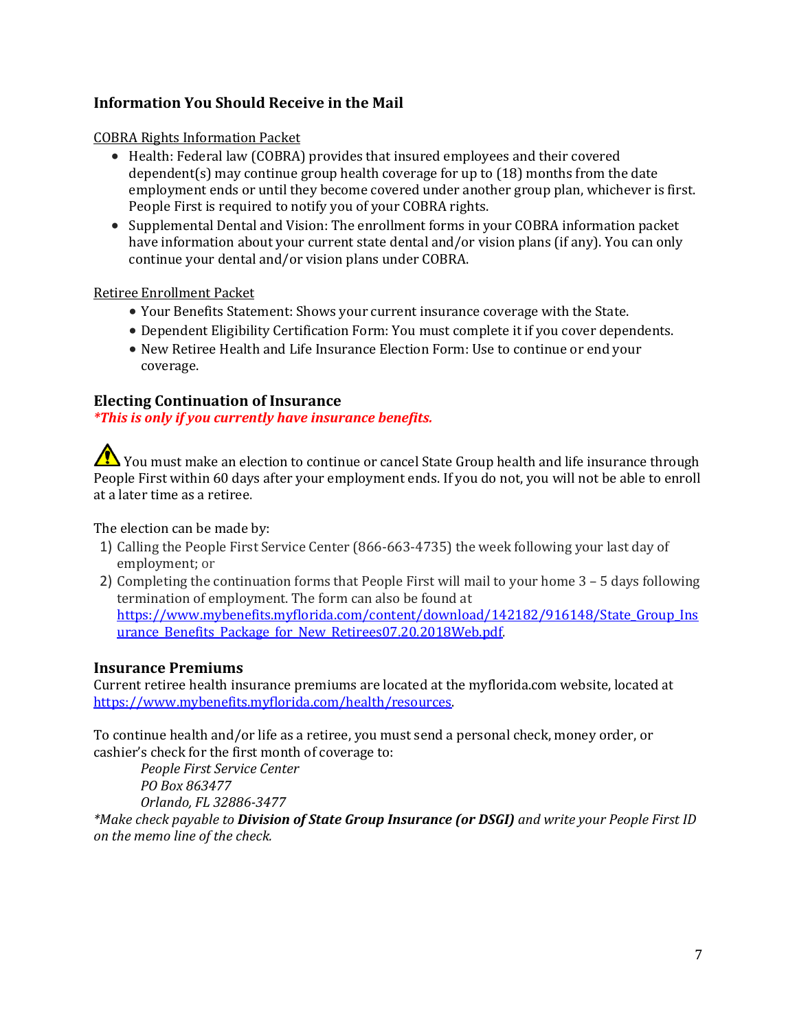### Information You Should Receive in the Mail

<u>COBRA Rights Information Packet</u>

- Health: Federal law (COBRA) provides that insured employees and their covered dependent(s) may continue group health coverage for up to (18) months from the date employment ends or until they become covered under another group plan, whichever is first. People First is required to notify you of your COBRA rights.
- Supplemental Dental and Vision: The enrollment forms in your COBRA information packet have information about your current state dental and/or vision plans (if any). You can only continue your dental and/or vision plans under COBRA.

<u>Retiree Enrollment Packet</u>

- Your Benefits Statement: Shows your current insurance coverage with the State.
- Dependent Eligibility Certification Form: You must complete it if you cover dependents.
- New Retiree Health and Life Insurance Election Form: Use to continue or end your coverage.

### Electing Continuation of Insurance

***This is only if you currently have insurance benefits.***

⚠ You must make an election to continue or cancel State Group health and life insurance through People First within 60 days after your employment ends. If you do not, you will not be able to enroll at a later time as a retiree.

The election can be made by:

1) Calling the People First Service Center (866-663-4735) the week following your last day of employment; or
2) Completing the continuation forms that People First will mail to your home 3 – 5 days following termination of employment. The form can also be found at https://www.mybenefits.myflorida.com/content/download/142182/916148/State_Group_Insurance_Benefits_Package_for_New_Retirees07.20.2018Web.pdf.

### Insurance Premiums

Current retiree health insurance premiums are located at the myflorida.com website, located at https://www.mybenefits.myflorida.com/health/resources.

To continue health and/or life as a retiree, you must send a personal check, money order, or cashier's check for the first month of coverage to:

*People First Service Center*
*PO Box 863477*
*Orlando, FL 32886-3477*

**Make check payable to* ***Division of State Group Insurance (or DSGI)*** *and write your People First ID on the memo line of the check.*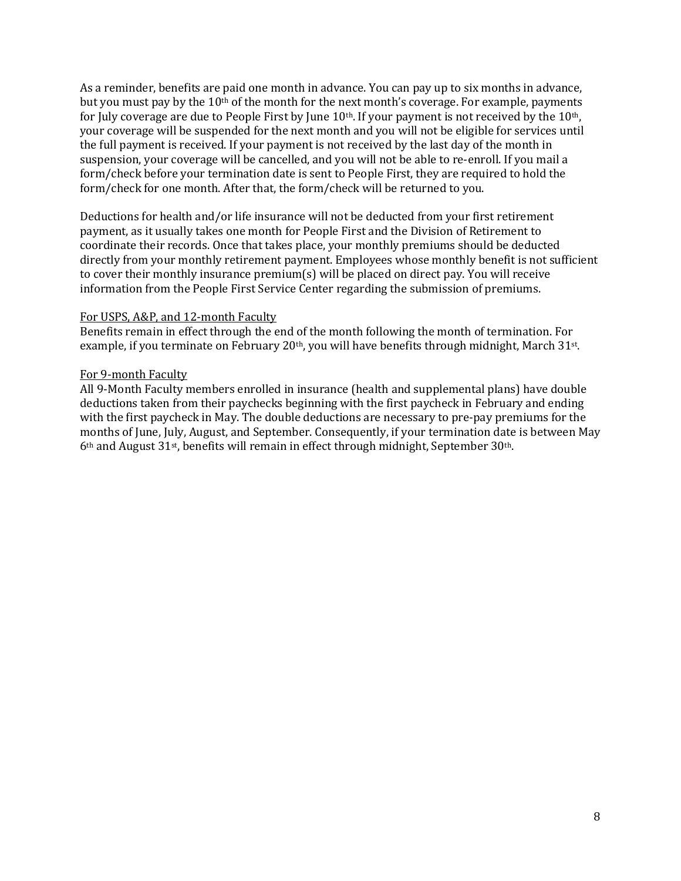As a reminder, benefits are paid one month in advance. You can pay up to six months in advance, but you must pay by the 10th of the month for the next month's coverage. For example, payments for July coverage are due to People First by June 10th. If your payment is not received by the 10th, your coverage will be suspended for the next month and you will not be eligible for services until the full payment is received. If your payment is not received by the last day of the month in suspension, your coverage will be cancelled, and you will not be able to re-enroll. If you mail a form/check before your termination date is sent to People First, they are required to hold the form/check for one month. After that, the form/check will be returned to you.

Deductions for health and/or life insurance will not be deducted from your first retirement payment, as it usually takes one month for People First and the Division of Retirement to coordinate their records. Once that takes place, your monthly premiums should be deducted directly from your monthly retirement payment. Employees whose monthly benefit is not sufficient to cover their monthly insurance premium(s) will be placed on direct pay. You will receive information from the People First Service Center regarding the submission of premiums.

<u>For USPS, A&P, and 12-month Faculty</u>

Benefits remain in effect through the end of the month following the month of termination. For example, if you terminate on February 20th, you will have benefits through midnight, March 31st.

<u>For 9-month Faculty</u>

All 9-Month Faculty members enrolled in insurance (health and supplemental plans) have double deductions taken from their paychecks beginning with the first paycheck in February and ending with the first paycheck in May. The double deductions are necessary to pre-pay premiums for the months of June, July, August, and September. Consequently, if your termination date is between May 6th and August 31st, benefits will remain in effect through midnight, September 30th.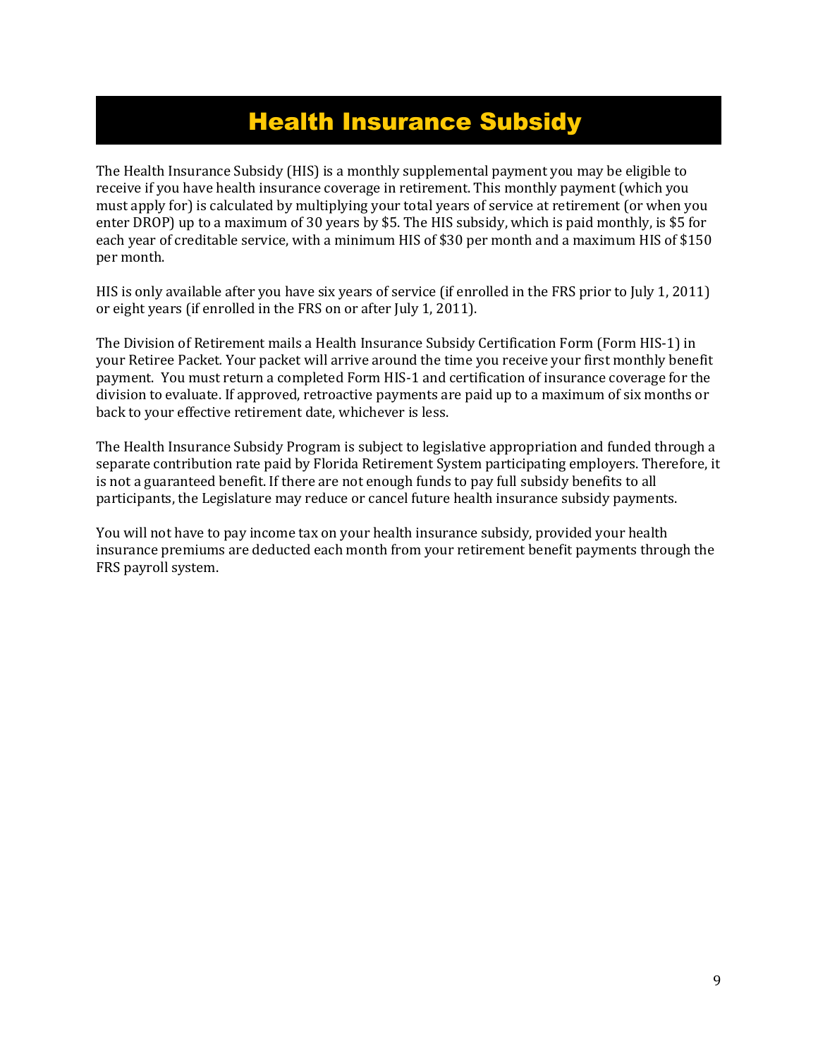# Health Insurance Subsidy

The Health Insurance Subsidy (HIS) is a monthly supplemental payment you may be eligible to receive if you have health insurance coverage in retirement. This monthly payment (which you must apply for) is calculated by multiplying your total years of service at retirement (or when you enter DROP) up to a maximum of 30 years by $5. The HIS subsidy, which is paid monthly, is $5 for each year of creditable service, with a minimum HIS of $30 per month and a maximum HIS of $150 per month.

HIS is only available after you have six years of service (if enrolled in the FRS prior to July 1, 2011) or eight years (if enrolled in the FRS on or after July 1, 2011).

The Division of Retirement mails a Health Insurance Subsidy Certification Form (Form HIS-1) in your Retiree Packet. Your packet will arrive around the time you receive your first monthly benefit payment. You must return a completed Form HIS-1 and certification of insurance coverage for the division to evaluate. If approved, retroactive payments are paid up to a maximum of six months or back to your effective retirement date, whichever is less.

The Health Insurance Subsidy Program is subject to legislative appropriation and funded through a separate contribution rate paid by Florida Retirement System participating employers. Therefore, it is not a guaranteed benefit. If there are not enough funds to pay full subsidy benefits to all participants, the Legislature may reduce or cancel future health insurance subsidy payments.

You will not have to pay income tax on your health insurance subsidy, provided your health insurance premiums are deducted each month from your retirement benefit payments through the FRS payroll system.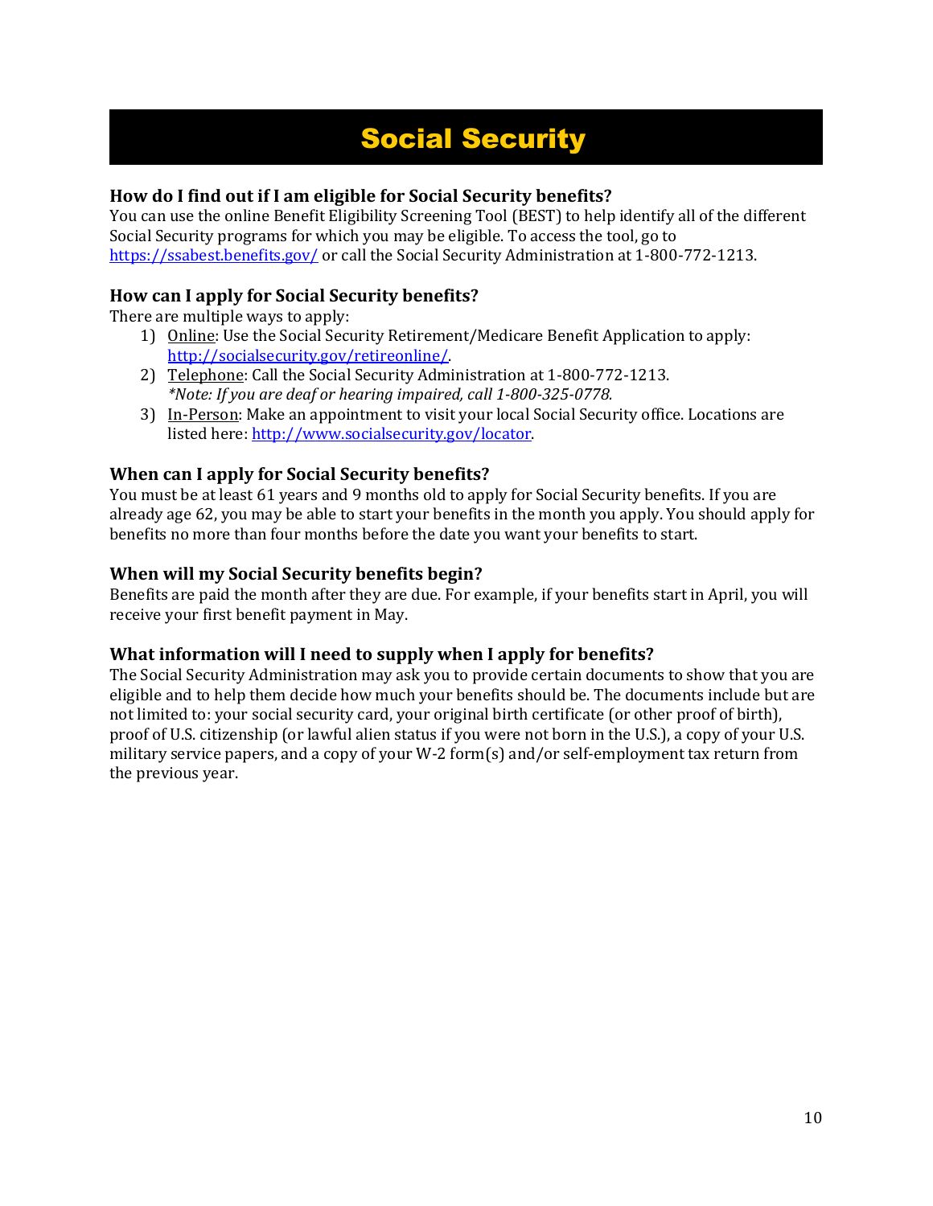# Social Security

### How do I find out if I am eligible for Social Security benefits?

You can use the online Benefit Eligibility Screening Tool (BEST) to help identify all of the different Social Security programs for which you may be eligible. To access the tool, go to [https://ssabest.benefits.gov/](https://ssabest.benefits.gov/) or call the Social Security Administration at 1-800-772-1213.

### How can I apply for Social Security benefits?

There are multiple ways to apply:

1) Online: Use the Social Security Retirement/Medicare Benefit Application to apply: [http://socialsecurity.gov/retireonline/](http://socialsecurity.gov/retireonline/).
2) Telephone: Call the Social Security Administration at 1-800-772-1213.
   *\*Note: If you are deaf or hearing impaired, call 1-800-325-0778.*
3) In-Person: Make an appointment to visit your local Social Security office. Locations are listed here: [http://www.socialsecurity.gov/locator](http://www.socialsecurity.gov/locator).

### When can I apply for Social Security benefits?

You must be at least 61 years and 9 months old to apply for Social Security benefits. If you are already age 62, you may be able to start your benefits in the month you apply. You should apply for benefits no more than four months before the date you want your benefits to start.

### When will my Social Security benefits begin?

Benefits are paid the month after they are due. For example, if your benefits start in April, you will receive your first benefit payment in May.

### What information will I need to supply when I apply for benefits?

The Social Security Administration may ask you to provide certain documents to show that you are eligible and to help them decide how much your benefits should be. The documents include but are not limited to: your social security card, your original birth certificate (or other proof of birth), proof of U.S. citizenship (or lawful alien status if you were not born in the U.S.), a copy of your U.S. military service papers, and a copy of your W-2 form(s) and/or self-employment tax return from the previous year.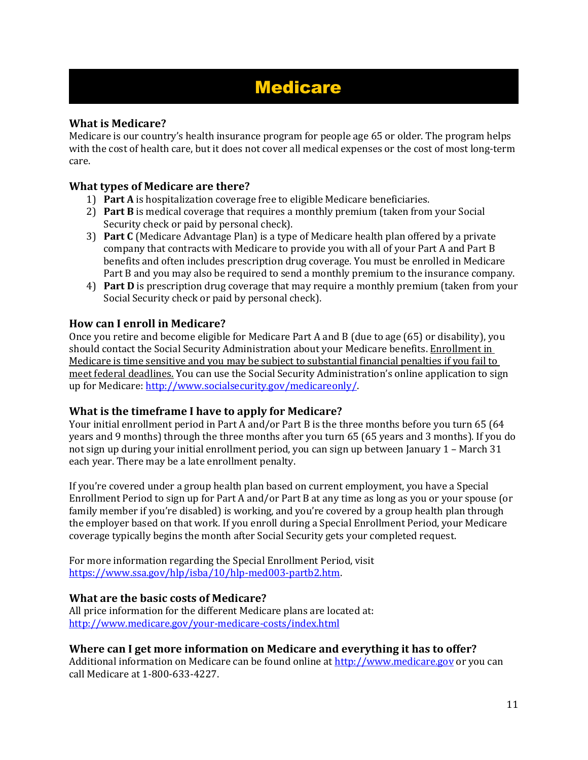# Medicare

### What is Medicare?

Medicare is our country's health insurance program for people age 65 or older. The program helps with the cost of health care, but it does not cover all medical expenses or the cost of most long-term care.

### What types of Medicare are there?

1) **Part A** is hospitalization coverage free to eligible Medicare beneficiaries.
2) **Part B** is medical coverage that requires a monthly premium (taken from your Social Security check or paid by personal check).
3) **Part C** (Medicare Advantage Plan) is a type of Medicare health plan offered by a private company that contracts with Medicare to provide you with all of your Part A and Part B benefits and often includes prescription drug coverage. You must be enrolled in Medicare Part B and you may also be required to send a monthly premium to the insurance company.
4) **Part D** is prescription drug coverage that may require a monthly premium (taken from your Social Security check or paid by personal check).

### How can I enroll in Medicare?

Once you retire and become eligible for Medicare Part A and B (due to age (65) or disability), you should contact the Social Security Administration about your Medicare benefits. <u>Enrollment in Medicare is time sensitive and you may be subject to substantial financial penalties if you fail to meet federal deadlines.</u> You can use the Social Security Administration's online application to sign up for Medicare: [http://www.socialsecurity.gov/medicareonly/](http://www.socialsecurity.gov/medicareonly/).

### What is the timeframe I have to apply for Medicare?

Your initial enrollment period in Part A and/or Part B is the three months before you turn 65 (64 years and 9 months) through the three months after you turn 65 (65 years and 3 months). If you do not sign up during your initial enrollment period, you can sign up between January 1 – March 31 each year. There may be a late enrollment penalty.

If you're covered under a group health plan based on current employment, you have a Special Enrollment Period to sign up for Part A and/or Part B at any time as long as you or your spouse (or family member if you're disabled) is working, and you're covered by a group health plan through the employer based on that work. If you enroll during a Special Enrollment Period, your Medicare coverage typically begins the month after Social Security gets your completed request.

For more information regarding the Special Enrollment Period, visit [https://www.ssa.gov/hlp/isba/10/hlp-med003-partb2.htm](https://www.ssa.gov/hlp/isba/10/hlp-med003-partb2.htm).

### What are the basic costs of Medicare?

All price information for the different Medicare plans are located at:
[http://www.medicare.gov/your-medicare-costs/index.html](http://www.medicare.gov/your-medicare-costs/index.html)

### Where can I get more information on Medicare and everything it has to offer?

Additional information on Medicare can be found online at [http://www.medicare.gov](http://www.medicare.gov) or you can call Medicare at 1-800-633-4227.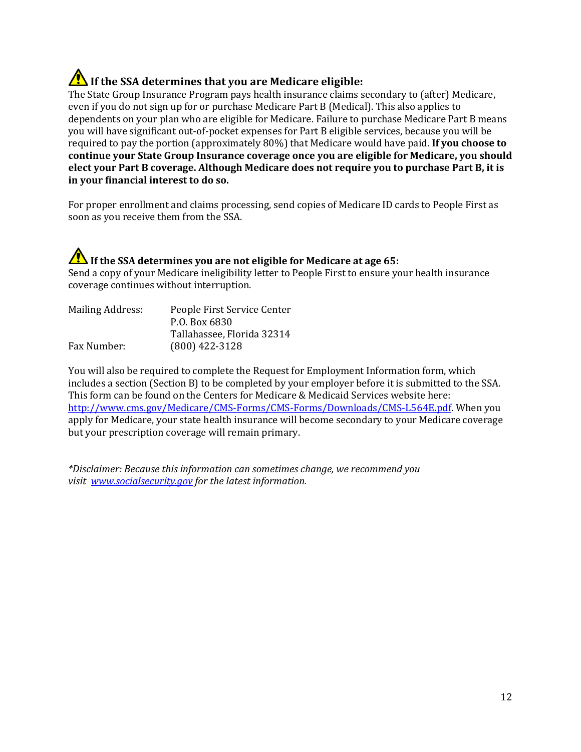### ⚠️ If the SSA determines that you are Medicare eligible:

The State Group Insurance Program pays health insurance claims secondary to (after) Medicare, even if you do not sign up for or purchase Medicare Part B (Medical). This also applies to dependents on your plan who are eligible for Medicare. Failure to purchase Medicare Part B means you will have significant out-of-pocket expenses for Part B eligible services, because you will be required to pay the portion (approximately 80%) that Medicare would have paid. **If you choose to continue your State Group Insurance coverage once you are eligible for Medicare, you should elect your Part B coverage. Although Medicare does not require you to purchase Part B, it is in your financial interest to do so.**

For proper enrollment and claims processing, send copies of Medicare ID cards to People First as soon as you receive them from the SSA.

### ⚠️ If the SSA determines you are not eligible for Medicare at age 65:

Send a copy of your Medicare ineligibility letter to People First to ensure your health insurance coverage continues without interruption.

| | |
|---|---|
| Mailing Address: | People First Service Center<br>P.O. Box 6830<br>Tallahassee, Florida 32314 |
| Fax Number: | (800) 422-3128 |

You will also be required to complete the Request for Employment Information form, which includes a section (Section B) to be completed by your employer before it is submitted to the SSA. This form can be found on the Centers for Medicare & Medicaid Services website here: [http://www.cms.gov/Medicare/CMS-Forms/CMS-Forms/Downloads/CMS-L564E.pdf](http://www.cms.gov/Medicare/CMS-Forms/CMS-Forms/Downloads/CMS-L564E.pdf). When you apply for Medicare, your state health insurance will become secondary to your Medicare coverage but your prescription coverage will remain primary.

*\*Disclaimer: Because this information can sometimes change, we recommend you visit [www.socialsecurity.gov](http://www.socialsecurity.gov) for the latest information.*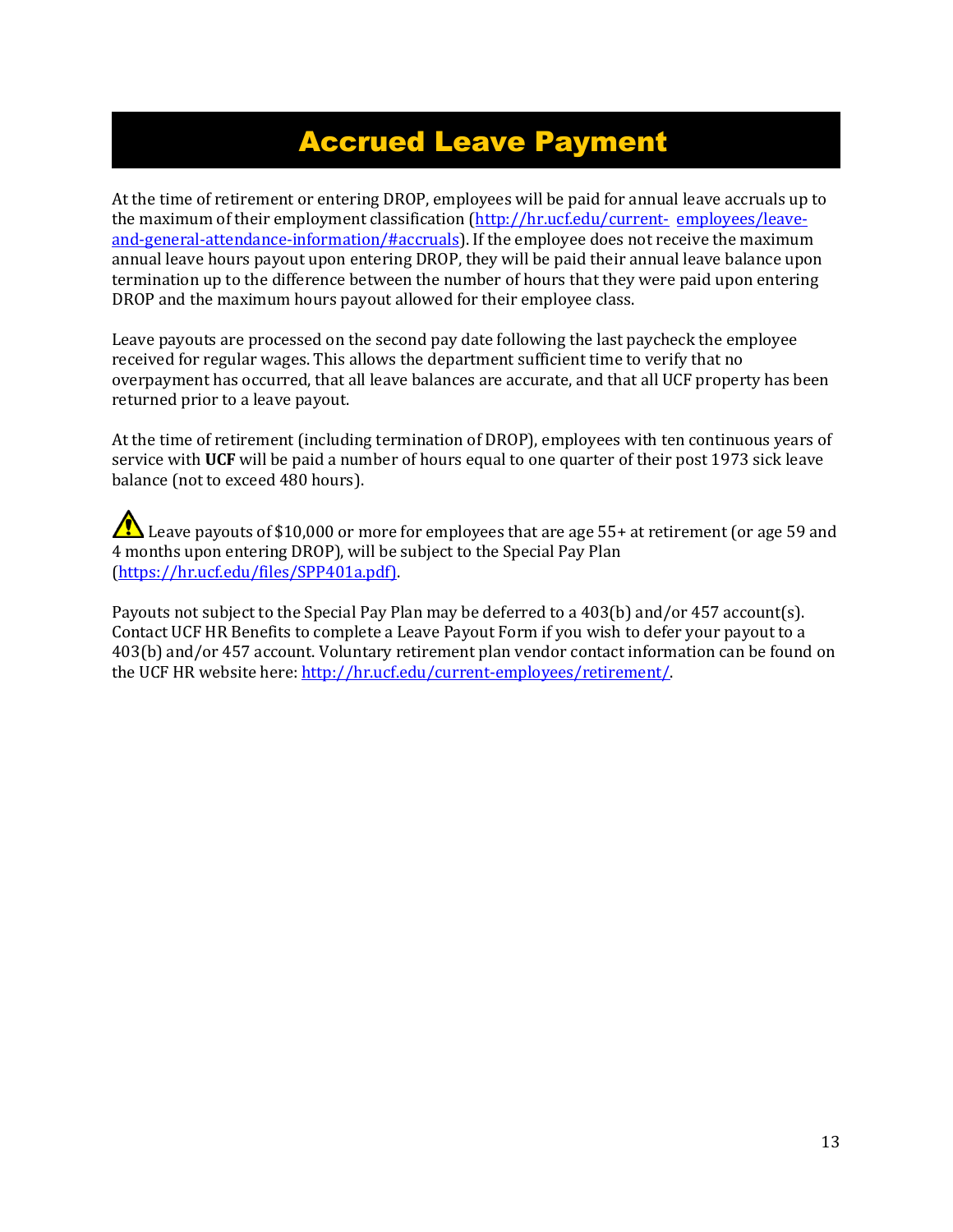# Accrued Leave Payment

At the time of retirement or entering DROP, employees will be paid for annual leave accruals up to the maximum of their employment classification (http://hr.ucf.edu/current-employees/leave-and-general-attendance-information/#accruals). If the employee does not receive the maximum annual leave hours payout upon entering DROP, they will be paid their annual leave balance upon termination up to the difference between the number of hours that they were paid upon entering DROP and the maximum hours payout allowed for their employee class.

Leave payouts are processed on the second pay date following the last paycheck the employee received for regular wages. This allows the department sufficient time to verify that no overpayment has occurred, that all leave balances are accurate, and that all UCF property has been returned prior to a leave payout.

At the time of retirement (including termination of DROP), employees with ten continuous years of service with **UCF** will be paid a number of hours equal to one quarter of their post 1973 sick leave balance (not to exceed 480 hours).

⚠ Leave payouts of $10,000 or more for employees that are age 55+ at retirement (or age 59 and 4 months upon entering DROP), will be subject to the Special Pay Plan (https://hr.ucf.edu/files/SPP401a.pdf).

Payouts not subject to the Special Pay Plan may be deferred to a 403(b) and/or 457 account(s). Contact UCF HR Benefits to complete a Leave Payout Form if you wish to defer your payout to a 403(b) and/or 457 account. Voluntary retirement plan vendor contact information can be found on the UCF HR website here: http://hr.ucf.edu/current-employees/retirement/.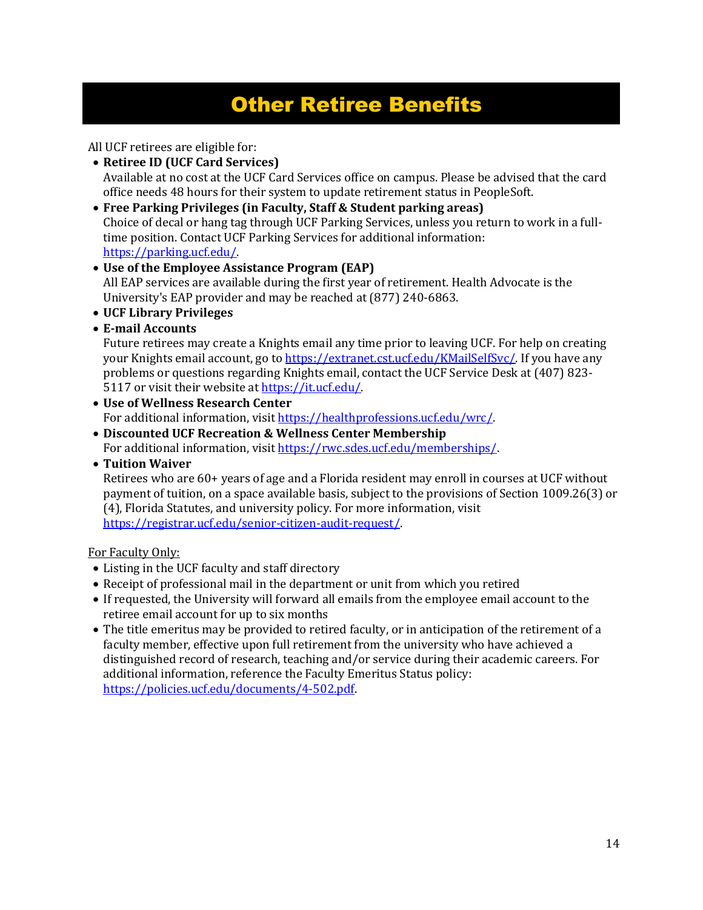# Other Retiree Benefits

All UCF retirees are eligible for:

- **Retiree ID (UCF Card Services)**
  Available at no cost at the UCF Card Services office on campus. Please be advised that the card office needs 48 hours for their system to update retirement status in PeopleSoft.
- **Free Parking Privileges (in Faculty, Staff & Student parking areas)**
  Choice of decal or hang tag through UCF Parking Services, unless you return to work in a full-time position. Contact UCF Parking Services for additional information: https://parking.ucf.edu/.
- **Use of the Employee Assistance Program (EAP)**
  All EAP services are available during the first year of retirement. Health Advocate is the University's EAP provider and may be reached at (877) 240-6863.
- **UCF Library Privileges**
- **E-mail Accounts**
  Future retirees may create a Knights email any time prior to leaving UCF. For help on creating your Knights email account, go to https://extranet.cst.ucf.edu/KMailSelfSvc/. If you have any problems or questions regarding Knights email, contact the UCF Service Desk at (407) 823-5117 or visit their website at https://it.ucf.edu/.
- **Use of Wellness Research Center**
  For additional information, visit https://healthprofessions.ucf.edu/wrc/.
- **Discounted UCF Recreation & Wellness Center Membership**
  For additional information, visit https://rwc.sdes.ucf.edu/memberships/.
- **Tuition Waiver**
  Retirees who are 60+ years of age and a Florida resident may enroll in courses at UCF without payment of tuition, on a space available basis, subject to the provisions of Section 1009.26(3) or (4), Florida Statutes, and university policy. For more information, visit https://registrar.ucf.edu/senior-citizen-audit-request/.

For Faculty Only:

- Listing in the UCF faculty and staff directory
- Receipt of professional mail in the department or unit from which you retired
- If requested, the University will forward all emails from the employee email account to the retiree email account for up to six months
- The title emeritus may be provided to retired faculty, or in anticipation of the retirement of a faculty member, effective upon full retirement from the university who have achieved a distinguished record of research, teaching and/or service during their academic careers. For additional information, reference the Faculty Emeritus Status policy: https://policies.ucf.edu/documents/4-502.pdf.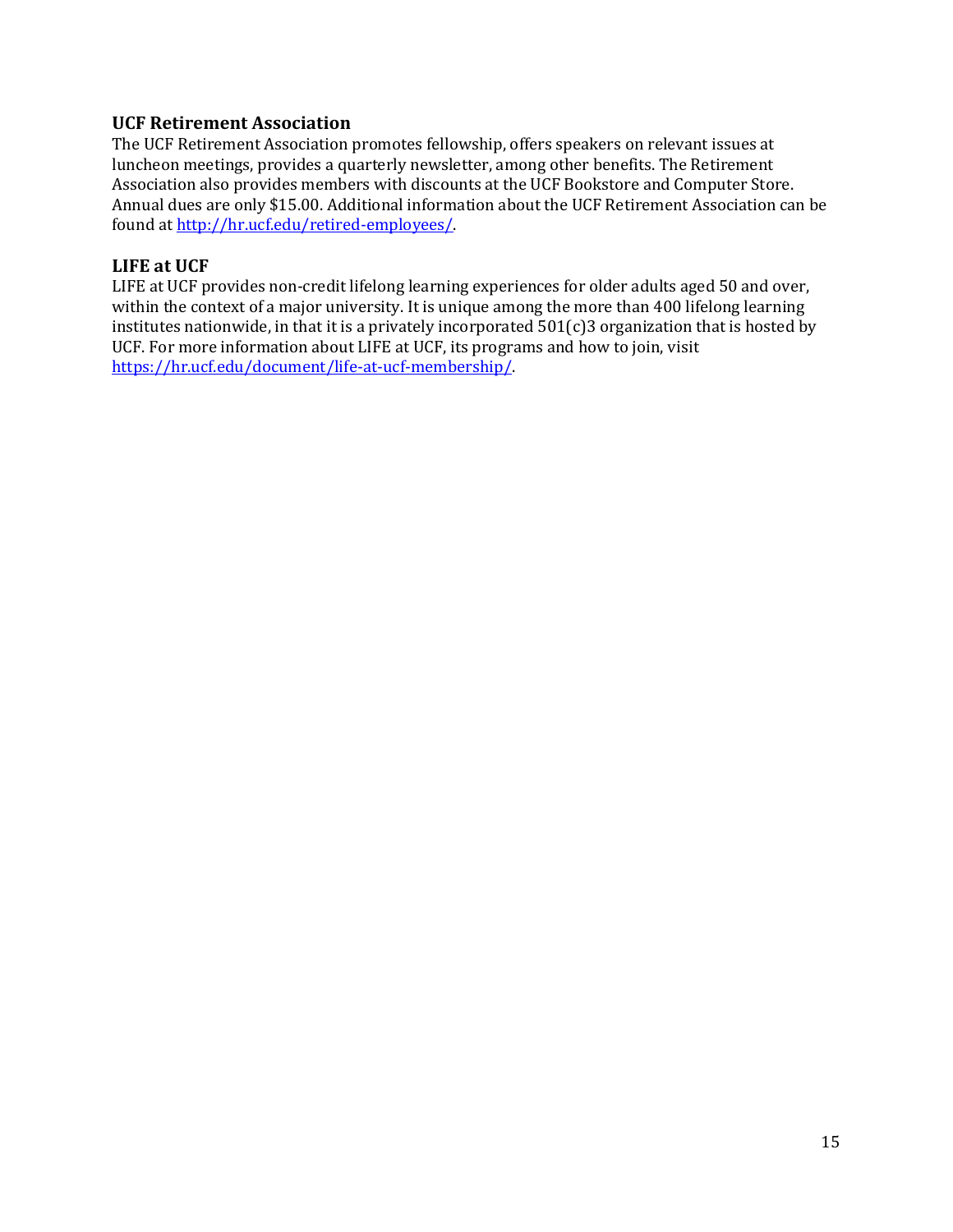### UCF Retirement Association

The UCF Retirement Association promotes fellowship, offers speakers on relevant issues at luncheon meetings, provides a quarterly newsletter, among other benefits. The Retirement Association also provides members with discounts at the UCF Bookstore and Computer Store. Annual dues are only $15.00. Additional information about the UCF Retirement Association can be found at [http://hr.ucf.edu/retired-employees/](http://hr.ucf.edu/retired-employees/).

### LIFE at UCF

LIFE at UCF provides non-credit lifelong learning experiences for older adults aged 50 and over, within the context of a major university. It is unique among the more than 400 lifelong learning institutes nationwide, in that it is a privately incorporated 501(c)3 organization that is hosted by UCF. For more information about LIFE at UCF, its programs and how to join, visit [https://hr.ucf.edu/document/life-at-ucf-membership/](https://hr.ucf.edu/document/life-at-ucf-membership/).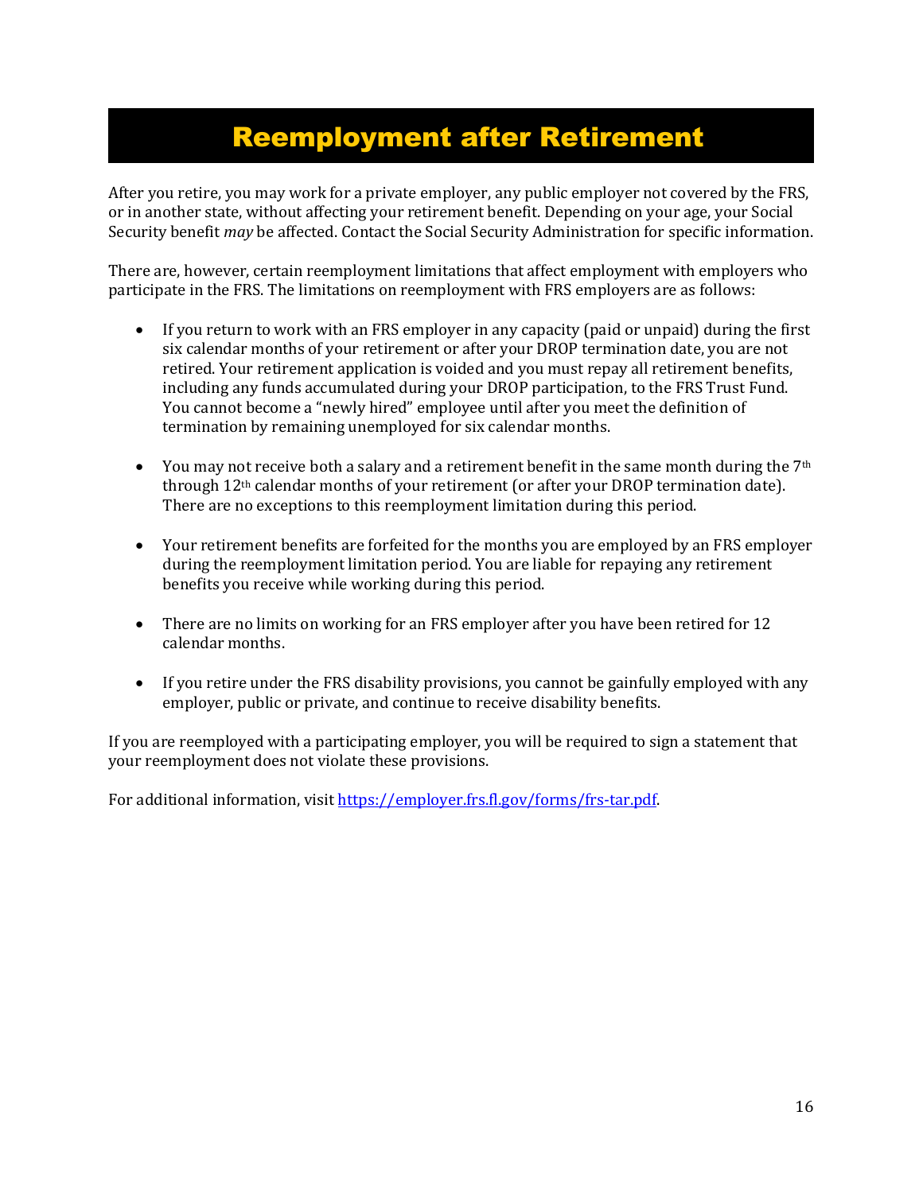# Reemployment after Retirement

After you retire, you may work for a private employer, any public employer not covered by the FRS, or in another state, without affecting your retirement benefit. Depending on your age, your Social Security benefit *may* be affected. Contact the Social Security Administration for specific information.

There are, however, certain reemployment limitations that affect employment with employers who participate in the FRS. The limitations on reemployment with FRS employers are as follows:

- If you return to work with an FRS employer in any capacity (paid or unpaid) during the first six calendar months of your retirement or after your DROP termination date, you are not retired. Your retirement application is voided and you must repay all retirement benefits, including any funds accumulated during your DROP participation, to the FRS Trust Fund. You cannot become a "newly hired" employee until after you meet the definition of termination by remaining unemployed for six calendar months.

- You may not receive both a salary and a retirement benefit in the same month during the 7th through 12th calendar months of your retirement (or after your DROP termination date). There are no exceptions to this reemployment limitation during this period.

- Your retirement benefits are forfeited for the months you are employed by an FRS employer during the reemployment limitation period. You are liable for repaying any retirement benefits you receive while working during this period.

- There are no limits on working for an FRS employer after you have been retired for 12 calendar months.

- If you retire under the FRS disability provisions, you cannot be gainfully employed with any employer, public or private, and continue to receive disability benefits.

If you are reemployed with a participating employer, you will be required to sign a statement that your reemployment does not violate these provisions.

For additional information, visit https://employer.frs.fl.gov/forms/frs-tar.pdf.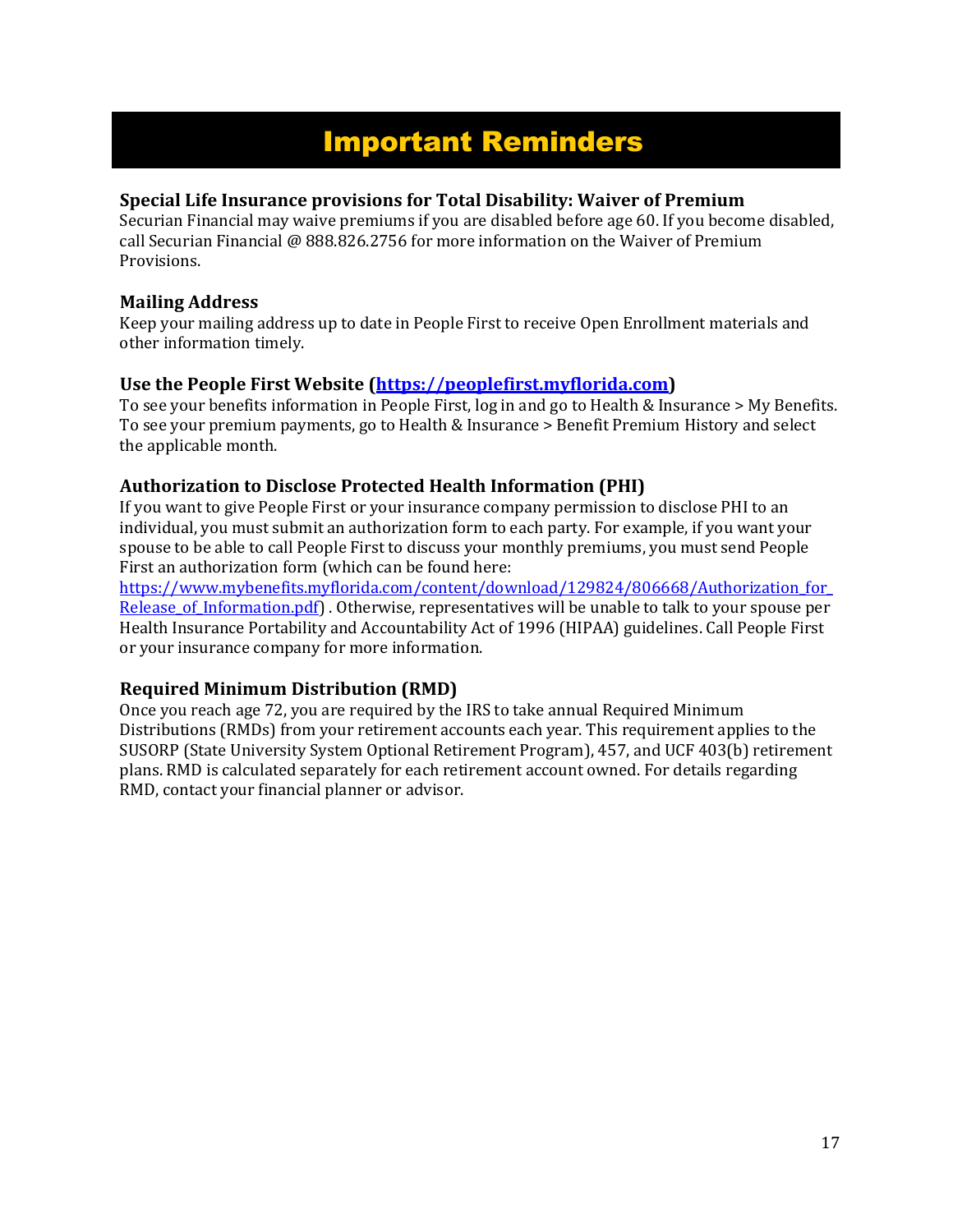# Important Reminders

### Special Life Insurance provisions for Total Disability: Waiver of Premium

Securian Financial may waive premiums if you are disabled before age 60. If you become disabled, call Securian Financial @ 888.826.2756 for more information on the Waiver of Premium Provisions.

### Mailing Address

Keep your mailing address up to date in People First to receive Open Enrollment materials and other information timely.

### Use the People First Website ([https://peoplefirst.myflorida.com](https://peoplefirst.myflorida.com))

To see your benefits information in People First, log in and go to Health & Insurance > My Benefits. To see your premium payments, go to Health & Insurance > Benefit Premium History and select the applicable month.

### Authorization to Disclose Protected Health Information (PHI)

If you want to give People First or your insurance company permission to disclose PHI to an individual, you must submit an authorization form to each party. For example, if you want your spouse to be able to call People First to discuss your monthly premiums, you must send People First an authorization form (which can be found here: [https://www.mybenefits.myflorida.com/content/download/129824/806668/Authorization_for_Release_of_Information.pdf](https://www.mybenefits.myflorida.com/content/download/129824/806668/Authorization_for_Release_of_Information.pdf)) . Otherwise, representatives will be unable to talk to your spouse per Health Insurance Portability and Accountability Act of 1996 (HIPAA) guidelines. Call People First or your insurance company for more information.

### Required Minimum Distribution (RMD)

Once you reach age 72, you are required by the IRS to take annual Required Minimum Distributions (RMDs) from your retirement accounts each year. This requirement applies to the SUSORP (State University System Optional Retirement Program), 457, and UCF 403(b) retirement plans. RMD is calculated separately for each retirement account owned. For details regarding RMD, contact your financial planner or advisor.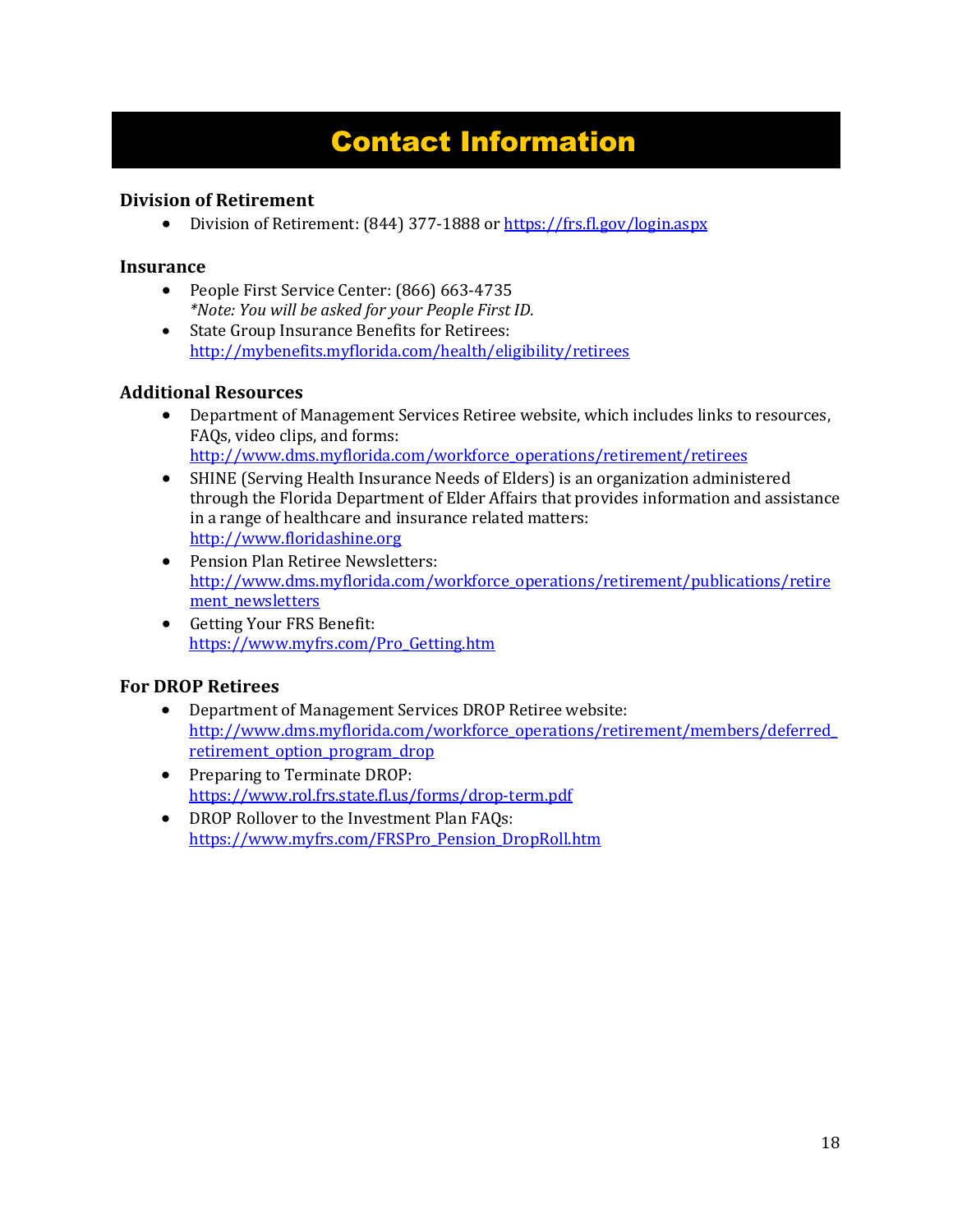# Contact Information

### Division of Retirement

- Division of Retirement: (844) 377-1888 or https://frs.fl.gov/login.aspx

### Insurance

- People First Service Center: (866) 663-4735
  *\*Note: You will be asked for your People First ID.*
- State Group Insurance Benefits for Retirees:
  http://mybenefits.myflorida.com/health/eligibility/retirees

### Additional Resources

- Department of Management Services Retiree website, which includes links to resources, FAQs, video clips, and forms:
  http://www.dms.myflorida.com/workforce_operations/retirement/retirees
- SHINE (Serving Health Insurance Needs of Elders) is an organization administered through the Florida Department of Elder Affairs that provides information and assistance in a range of healthcare and insurance related matters:
  http://www.floridashine.org
- Pension Plan Retiree Newsletters:
  http://www.dms.myflorida.com/workforce_operations/retirement/publications/retirement_newsletters
- Getting Your FRS Benefit:
  https://www.myfrs.com/Pro_Getting.htm

### For DROP Retirees

- Department of Management Services DROP Retiree website:
  http://www.dms.myflorida.com/workforce_operations/retirement/members/deferred_retirement_option_program_drop
- Preparing to Terminate DROP:
  https://www.rol.frs.state.fl.us/forms/drop-term.pdf
- DROP Rollover to the Investment Plan FAQs:
  https://www.myfrs.com/FRSPro_Pension_DropRoll.htm